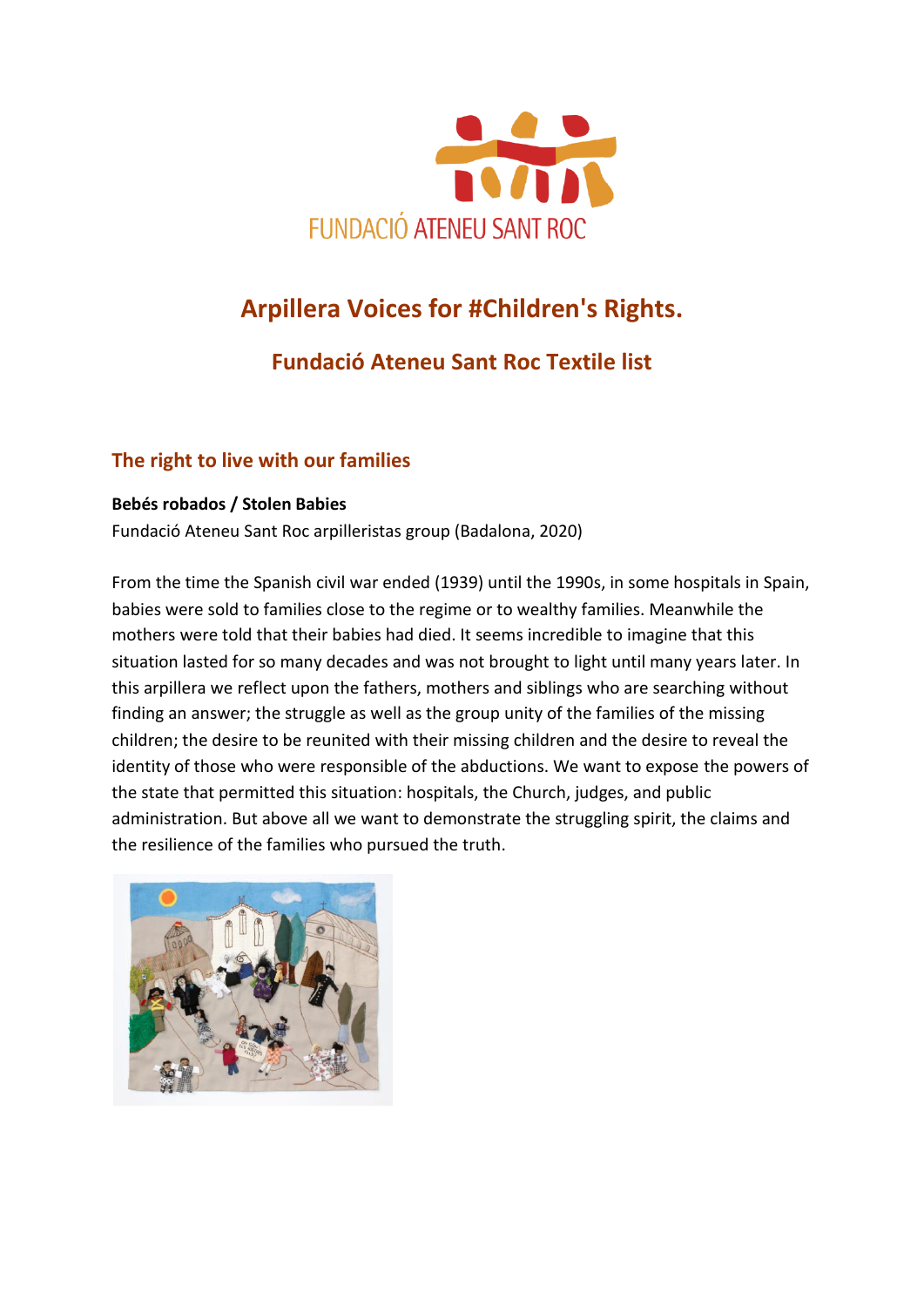FUNDACIÓ ATENEU SANT ROC

# Arpillera Voices for #Children's Rights.

## Fundació Ateneu Sant Roc Textile list

### The right to live with our families

**Bebés robados / Stolen Babies**

Fundació Ateneu Sant Roc arpilleristas group (Badalona, 2020)

From the time the Spanish civil war ended (1939) until the 1990s, in some hospitals in Spain, babies were sold to families close to the regime or to wealthy families. Meanwhile the mothers were told that their babies had died. It seems incredible to imagine that this situation lasted for so many decades and was not brought to light until many years later. In this arpillera we reflect upon the fathers, mothers and siblings who are searching without finding an answer; the struggle as well as the group unity of the families of the missing children; the desire to be reunited with their missing children and the desire to reveal the identity of those who were responsible of the abductions. We want to expose the powers of the state that permitted this situation: hospitals, the Church, judges, and public administration. But above all we want to demonstrate the struggling spirit, the claims and the resilience of the families who pursued the truth.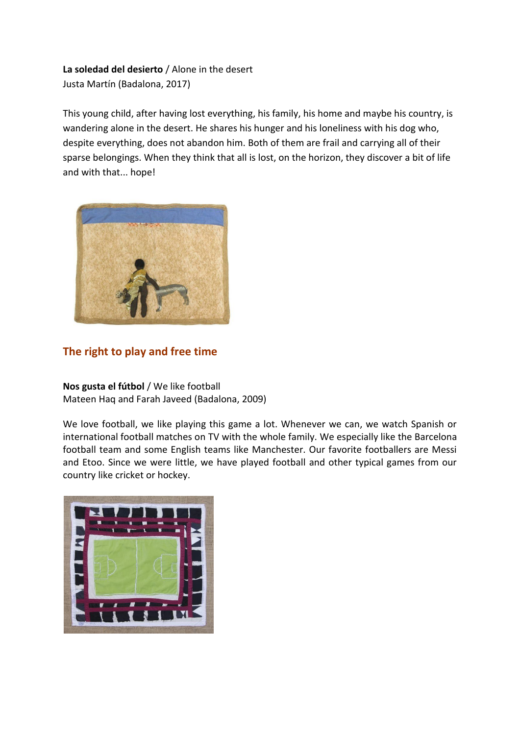**La soledad del desierto** / Alone in the desert
Justa Martín (Badalona, 2017)

This young child, after having lost everything, his family, his home and maybe his country, is wandering alone in the desert. He shares his hunger and his loneliness with his dog who, despite everything, does not abandon him. Both of them are frail and carrying all of their sparse belongings. When they think that all is lost, on the horizon, they discover a bit of life and with that... hope!

## The right to play and free time

**Nos gusta el fútbol** / We like football
Mateen Haq and Farah Javeed (Badalona, 2009)

We love football, we like playing this game a lot. Whenever we can, we watch Spanish or international football matches on TV with the whole family. We especially like the Barcelona football team and some English teams like Manchester. Our favorite footballers are Messi and Etoo. Since we were little, we have played football and other typical games from our country like cricket or hockey.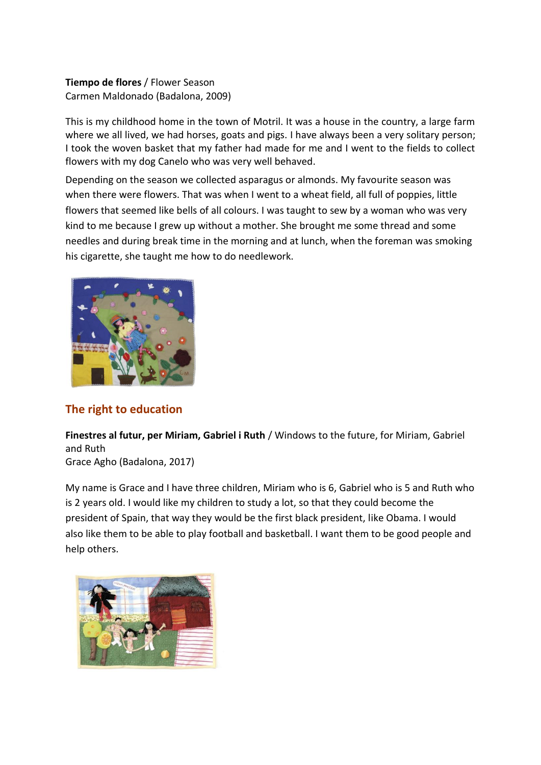**Tiempo de flores** / Flower Season
Carmen Maldonado (Badalona, 2009)

This is my childhood home in the town of Motril. It was a house in the country, a large farm where we all lived, we had horses, goats and pigs. I have always been a very solitary person; I took the woven basket that my father had made for me and I went to the fields to collect flowers with my dog Canelo who was very well behaved.

Depending on the season we collected asparagus or almonds. My favourite season was when there were flowers. That was when I went to a wheat field, all full of poppies, little flowers that seemed like bells of all colours. I was taught to sew by a woman who was very kind to me because I grew up without a mother. She brought me some thread and some needles and during break time in the morning and at lunch, when the foreman was smoking his cigarette, she taught me how to do needlework.

## The right to education

**Finestres al futur, per Miriam, Gabriel i Ruth** / Windows to the future, for Miriam, Gabriel and Ruth
Grace Agho (Badalona, 2017)

My name is Grace and I have three children, Miriam who is 6, Gabriel who is 5 and Ruth who is 2 years old. I would like my children to study a lot, so that they could become the president of Spain, that way they would be the first black president, like Obama. I would also like them to be able to play football and basketball. I want them to be good people and help others.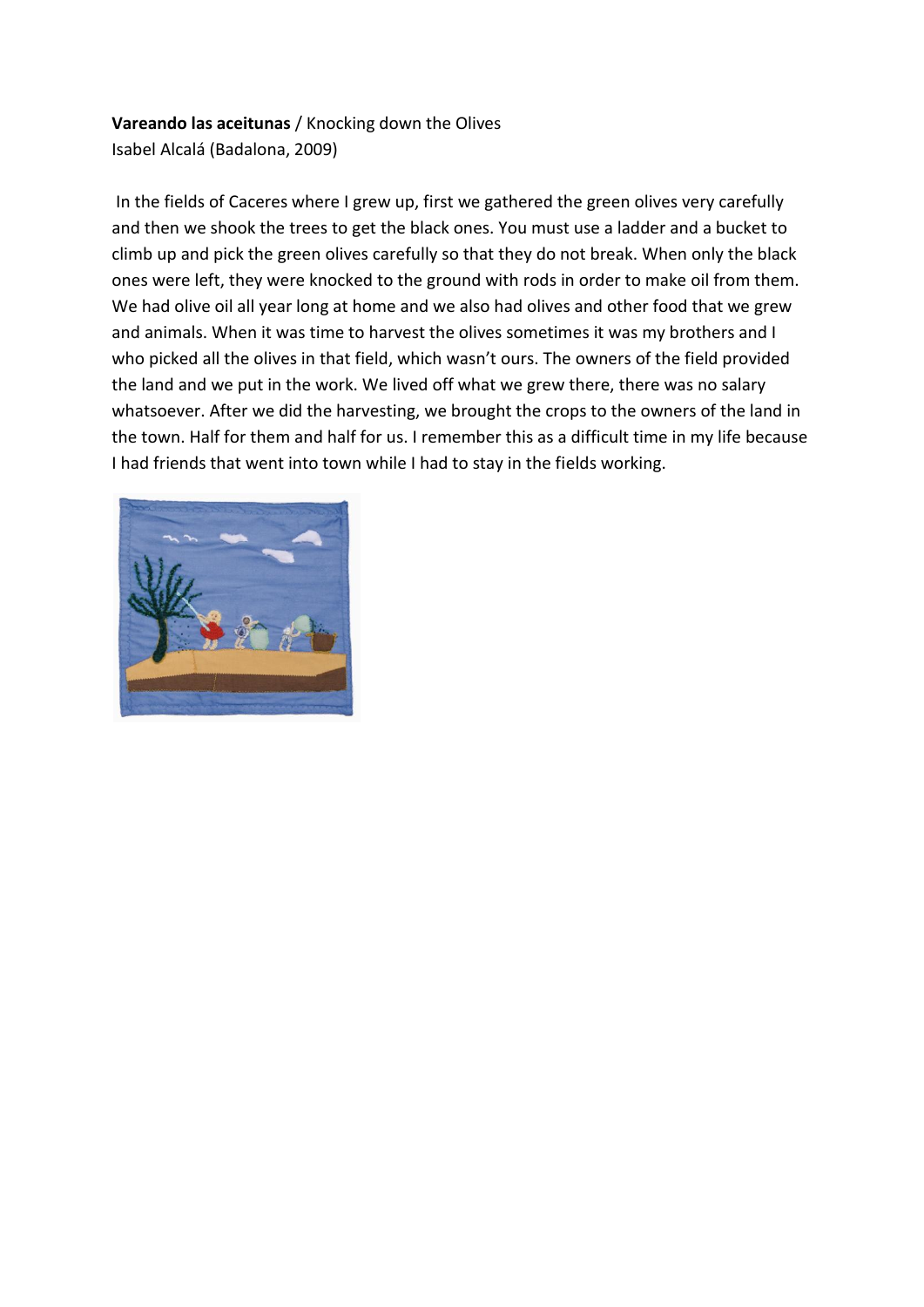**Vareando las aceitunas** / Knocking down the Olives
Isabel Alcalá (Badalona, 2009)

In the fields of Caceres where I grew up, first we gathered the green olives very carefully and then we shook the trees to get the black ones. You must use a ladder and a bucket to climb up and pick the green olives carefully so that they do not break. When only the black ones were left, they were knocked to the ground with rods in order to make oil from them. We had olive oil all year long at home and we also had olives and other food that we grew and animals. When it was time to harvest the olives sometimes it was my brothers and I who picked all the olives in that field, which wasn't ours. The owners of the field provided the land and we put in the work. We lived off what we grew there, there was no salary whatsoever. After we did the harvesting, we brought the crops to the owners of the land in the town. Half for them and half for us. I remember this as a difficult time in my life because I had friends that went into town while I had to stay in the fields working.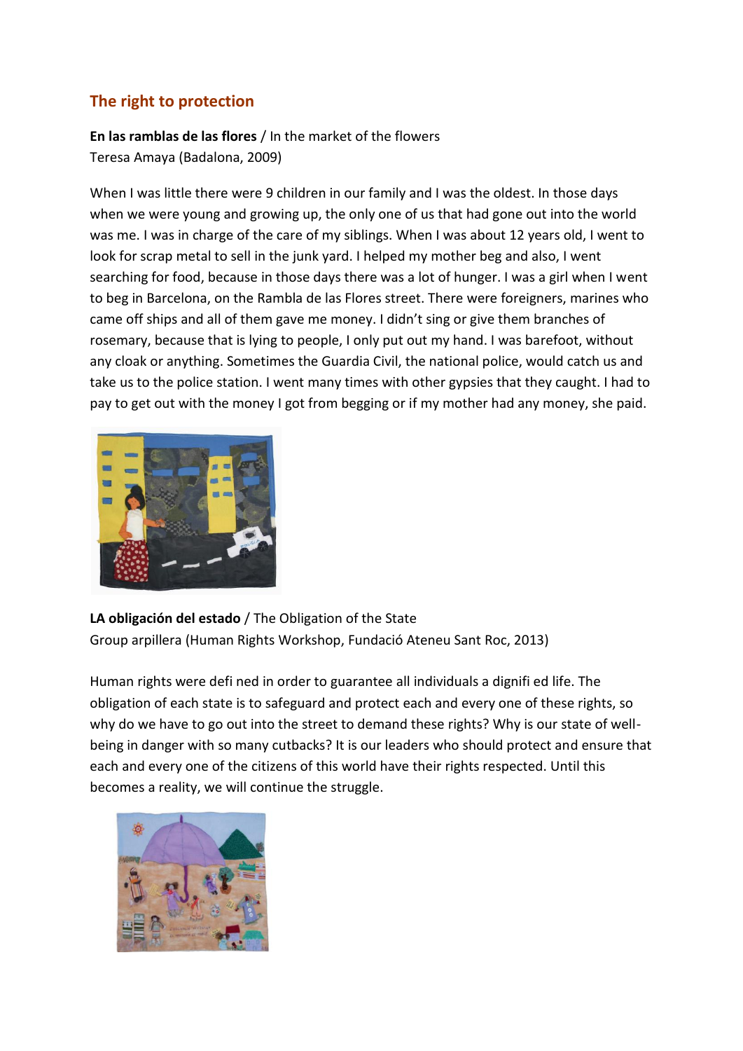## The right to protection

**En las ramblas de las flores** / In the market of the flowers
Teresa Amaya (Badalona, 2009)

When I was little there were 9 children in our family and I was the oldest. In those days when we were young and growing up, the only one of us that had gone out into the world was me. I was in charge of the care of my siblings. When I was about 12 years old, I went to look for scrap metal to sell in the junk yard. I helped my mother beg and also, I went searching for food, because in those days there was a lot of hunger. I was a girl when I went to beg in Barcelona, on the Rambla de las Flores street. There were foreigners, marines who came off ships and all of them gave me money. I didn't sing or give them branches of rosemary, because that is lying to people, I only put out my hand. I was barefoot, without any cloak or anything. Sometimes the Guardia Civil, the national police, would catch us and take us to the police station. I went many times with other gypsies that they caught. I had to pay to get out with the money I got from begging or if my mother had any money, she paid.

**LA obligación del estado** / The Obligation of the State
Group arpillera (Human Rights Workshop, Fundació Ateneu Sant Roc, 2013)

Human rights were defi ned in order to guarantee all individuals a dignifi ed life. The obligation of each state is to safeguard and protect each and every one of these rights, so why do we have to go out into the street to demand these rights? Why is our state of well-being in danger with so many cutbacks? It is our leaders who should protect and ensure that each and every one of the citizens of this world have their rights respected. Until this becomes a reality, we will continue the struggle.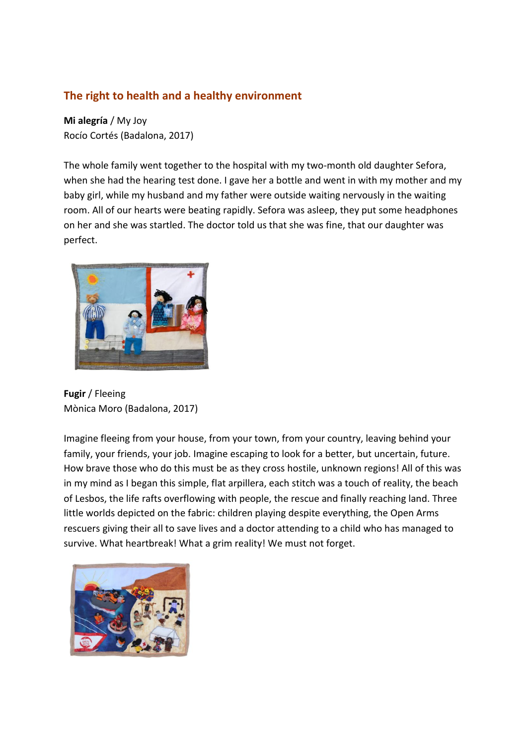## The right to health and a healthy environment

**Mi alegría** / My Joy
Rocío Cortés (Badalona, 2017)

The whole family went together to the hospital with my two-month old daughter Sefora, when she had the hearing test done. I gave her a bottle and went in with my mother and my baby girl, while my husband and my father were outside waiting nervously in the waiting room. All of our hearts were beating rapidly. Sefora was asleep, they put some headphones on her and she was startled. The doctor told us that she was fine, that our daughter was perfect.

**Fugir** / Fleeing
Mònica Moro (Badalona, 2017)

Imagine fleeing from your house, from your town, from your country, leaving behind your family, your friends, your job. Imagine escaping to look for a better, but uncertain, future. How brave those who do this must be as they cross hostile, unknown regions! All of this was in my mind as I began this simple, flat arpillera, each stitch was a touch of reality, the beach of Lesbos, the life rafts overflowing with people, the rescue and finally reaching land. Three little worlds depicted on the fabric: children playing despite everything, the Open Arms rescuers giving their all to save lives and a doctor attending to a child who has managed to survive. What heartbreak! What a grim reality! We must not forget.